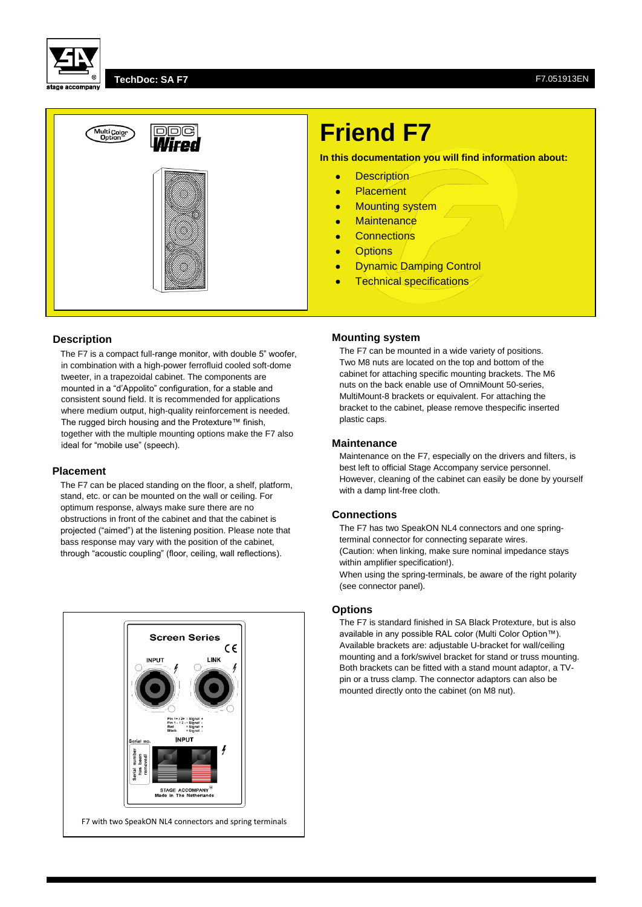# Friend F7

**In this documentation you will find information about:**

- Description
- Placement
- Mounting system
- Maintenance
- Connections
- Options
- Dynamic Damping Control
- Technical specifications

## Description

The F7 is a compact full-range monitor, with double 5" woofer, in combination with a high-power ferrofluid cooled soft-dome tweeter, in a trapezoidal cabinet. The components are mounted in a "d'Appolito" configuration, for a stable and consistent sound field. It is recommended for applications where medium output, high-quality reinforcement is needed. The rugged birch housing and the Protexture™ finish, together with the multiple mounting options make the F7 also ideal for "mobile use" (speech).

## Placement

The F7 can be placed standing on the floor, a shelf, platform, stand, etc. or can be mounted on the wall or ceiling. For optimum response, always make sure there are no obstructions in front of the cabinet and that the cabinet is projected ("aimed") at the listening position. Please note that bass response may vary with the position of the cabinet, through "acoustic coupling" (floor, ceiling, wall reflections).

F7 with two SpeakON NL4 connectors and spring terminals

## Mounting system

The F7 can be mounted in a wide variety of positions. Two M8 nuts are located on the top and bottom of the cabinet for attaching specific mounting brackets. The M6 nuts on the back enable use of OmniMount 50-series, MultiMount-8 brackets or equivalent. For attaching the bracket to the cabinet, please remove thespecific inserted plastic caps.

## Maintenance

Maintenance on the F7, especially on the drivers and filters, is best left to official Stage Accompany service personnel. However, cleaning of the cabinet can easily be done by yourself with a damp lint-free cloth.

## Connections

The F7 has two SpeakON NL4 connectors and one spring-terminal connector for connecting separate wires.
(Caution: when linking, make sure nominal impedance stays within amplifier specification!).
When using the spring-terminals, be aware of the right polarity (see connector panel).

## Options

The F7 is standard finished in SA Black Protexture, but is also available in any possible RAL color (Multi Color Option™). Available brackets are: adjustable U-bracket for wall/ceiling mounting and a fork/swivel bracket for stand or truss mounting. Both brackets can be fitted with a stand mount adaptor, a TV-pin or a truss clamp. The connector adaptors can also be mounted directly onto the cabinet (on M8 nut).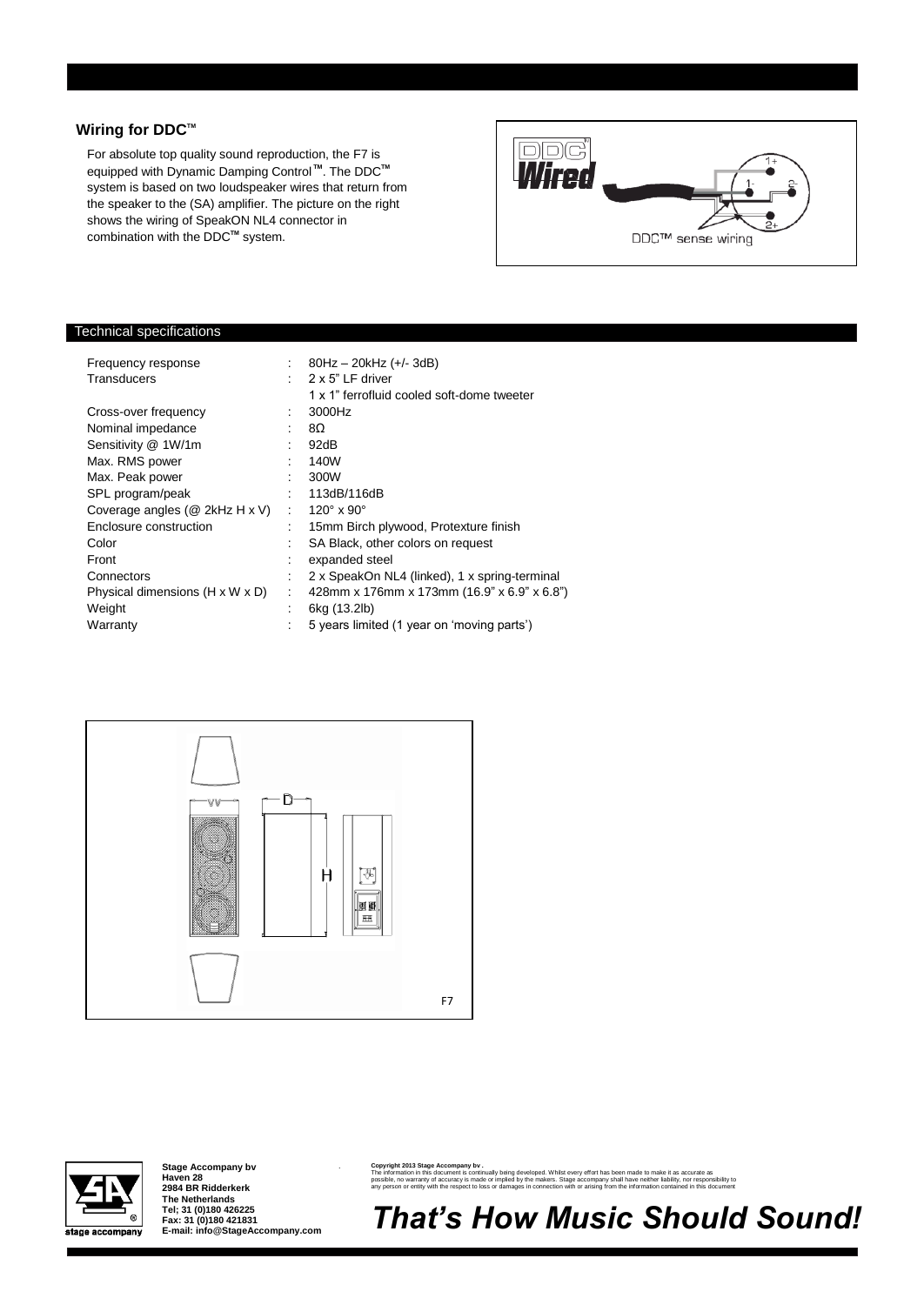## Wiring for DDC™

For absolute top quality sound reproduction, the F7 is equipped with Dynamic Damping Control™. The DDC™ system is based on two loudspeaker wires that return from the speaker to the (SA) amplifier. The picture on the right shows the wiring of SpeakON NL4 connector in combination with the DDC™ system.

DDC Wired

1+
1-
2-
2+

DDC™ sense wiring

## Technical specifications

| | | |
|---|---|---|
| Frequency response | : | 80Hz – 20kHz (+/- 3dB) |
| Transducers | : | 2 x 5" LF driver |
| | | 1 x 1" ferrofluid cooled soft-dome tweeter |
| Cross-over frequency | : | 3000Hz |
| Nominal impedance | : | 8Ω |
| Sensitivity @ 1W/1m | : | 92dB |
| Max. RMS power | : | 140W |
| Max. Peak power | : | 300W |
| SPL program/peak | : | 113dB/116dB |
| Coverage angles (@ 2kHz H x V) | : | 120° x 90° |
| Enclosure construction | : | 15mm Birch plywood, Protexture finish |
| Color | : | SA Black, other colors on request |
| Front | : | expanded steel |
| Connectors | : | 2 x SpeakOn NL4 (linked), 1 x spring-terminal |
| Physical dimensions (H x W x D) | : | 428mm x 176mm x 173mm (16.9" x 6.9" x 6.8") |
| Weight | : | 6kg (13.2lb) |
| Warranty | : | 5 years limited (1 year on 'moving parts') |

W
D
H
F7

**Stage Accompany bv**
**Haven 28**
**2984 BR Ridderkerk**
**The Netherlands**
**Tel; 31 (0)180 426225**
**Fax: 31 (0)180 421831**
**E-mail: info@StageAccompany.com**

**Copyright 2013 Stage Accompany bv .**
The information in this document is continually being developed. Whilst every effort has been made to make it as accurate as possible, no warranty of accuracy is made or implied by the makers. Stage accompany shall have neither liability, nor responsibility to any person or entity with the respect to loss or damages in connection with or arising from the information contained in this document

***That's How Music Should Sound!***